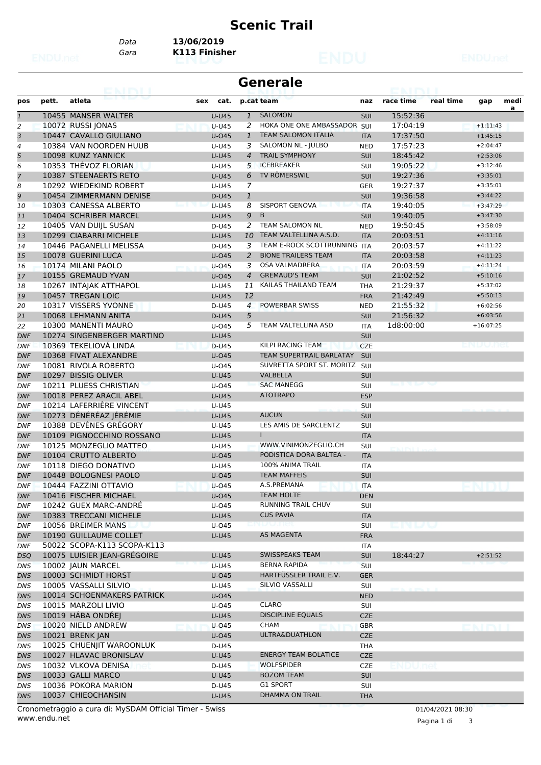# Scenic Trail

Data **13/06/2019**

Gara **K113 Finisher**

## Generale

| pos | pett. | atleta | sex | cat. | p.cat | team | naz | race time | real time | gap | medi a |
|---|---|---|---|---|---|---|---|---|---|---|---|
| 1 | 10455 | MANSER WALTER | | U-U45 | 1 | SALOMON | SUI | 15:52:36 | | | |
| 2 | 10072 | RUSSI JONAS | | U-U45 | 2 | HOKA ONE ONE AMBASSADOR | SUI | 17:04:19 | | +1:11:43 | |
| 3 | 10447 | CAVALLO GIULIANO | | U-O45 | 1 | TEAM SALOMON ITALIA | ITA | 17:37:50 | | +1:45:15 | |
| 4 | 10384 | VAN NOORDEN HUUB | | U-U45 | 3 | SALOMON NL - JULBO | NED | 17:57:23 | | +2:04:47 | |
| 5 | 10098 | KUNZ YANNICK | | U-U45 | 4 | TRAIL SYMPHONY | SUI | 18:45:42 | | +2:53:06 | |
| 6 | 10353 | THÉVOZ FLORIAN | | U-U45 | 5 | ICEBREAKER | SUI | 19:05:22 | | +3:12:46 | |
| 7 | 10387 | STEENAERTS RETO | | U-U45 | 6 | TV RÖMERSWIL | SUI | 19:27:36 | | +3:35:01 | |
| 8 | 10292 | WIEDEKIND ROBERT | | U-U45 | 7 | | GER | 19:27:37 | | +3:35:01 | |
| 9 | 10454 | ZIMMERMANN DENISE | | D-U45 | 1 | | SUI | 19:36:58 | | +3:44:22 | |
| 10 | 10303 | CANESSA ALBERTO | | U-U45 | 8 | SISPORT GENOVA | ITA | 19:40:05 | | +3:47:29 | |
| 11 | 10404 | SCHRIBER MARCEL | | U-U45 | 9 | B | SUI | 19:40:05 | | +3:47:30 | |
| 12 | 10405 | VAN DUIJL SUSAN | | D-U45 | 2 | TEAM SALOMON NL | NED | 19:50:45 | | +3:58:09 | |
| 13 | 10299 | CIABARRI MICHELE | | U-U45 | 10 | TEAM VALTELLINA A.S.D. | ITA | 20:03:51 | | +4:11:16 | |
| 14 | 10446 | PAGANELLI MELISSA | | D-U45 | 3 | TEAM E-ROCK SCOTTRUNNING | ITA | 20:03:57 | | +4:11:22 | |
| 15 | 10078 | GUERINI LUCA | | U-O45 | 2 | BIONE TRAILERS TEAM | ITA | 20:03:58 | | +4:11:23 | |
| 16 | 10174 | MILANI PAOLO | | U-O45 | 3 | OSA VALMADRERA | ITA | 20:03:59 | | +4:11:24 | |
| 17 | 10155 | GREMAUD YVAN | | U-O45 | 4 | GREMAUD'S TEAM | SUI | 21:02:52 | | +5:10:16 | |
| 18 | 10267 | INTAJAK ATTHAPOL | | U-U45 | 11 | KAILAS THAILAND TEAM | THA | 21:29:37 | | +5:37:02 | |
| 19 | 10457 | TREGAN LOIC | | U-U45 | 12 | | FRA | 21:42:49 | | +5:50:13 | |
| 20 | 10317 | VISSERS YVONNE | | D-U45 | 4 | POWERBAR SWISS | NED | 21:55:32 | | +6:02:56 | |
| 21 | 10068 | LEHMANN ANITA | | D-U45 | 5 | | SUI | 21:56:32 | | +6:03:56 | |
| 22 | 10300 | MANENTI MAURO | | U-O45 | 5 | TEAM VALTELLINA ASD | ITA | 1d8:00:00 | | +16:07:25 | |
| DNF | 10274 | SINGENBERGER MARTINO | | U-U45 | | | SUI | | | | |
| DNF | 10369 | TEKELIOVÁ LINDA | | D-U45 | | KILPI RACING TEAM | CZE | | | | |
| DNF | 10368 | FIVAT ALEXANDRE | | U-O45 | | TEAM SUPERTRAIL BARLATAY | SUI | | | | |
| DNF | 10081 | RIVOLA ROBERTO | | U-O45 | | SUVRETTA SPORT ST. MORITZ | SUI | | | | |
| DNF | 10297 | BISSIG OLIVER | | U-U45 | | VALBELLA | SUI | | | | |
| DNF | 10211 | PLUESS CHRISTIAN | | U-O45 | | SAC MANEGG | SUI | | | | |
| DNF | 10018 | PEREZ ARACIL ABEL | | U-U45 | | ATOTRAPO | ESP | | | | |
| DNF | 10214 | LAFERRIÈRE VINCENT | | U-U45 | | | SUI | | | | |
| DNF | 10273 | DÉNÉRÉAZ JÉRÉMIE | | U-U45 | | AUCUN | SUI | | | | |
| DNF | 10388 | DEVÈNES GRÉGORY | | U-U45 | | LES AMIS DE SARCLENTZ | SUI | | | | |
| DNF | 10109 | PIGNOCCHINO ROSSANO | | U-U45 | | I | ITA | | | | |
| DNF | 10125 | MONZEGLIO MATTEO | | U-U45 | | WWW.VINIMONZEGLIO.CH | SUI | | | | |
| DNF | 10104 | CRUTTO ALBERTO | | U-O45 | | PODISTICA DORA BALTEA - | ITA | | | | |
| DNF | 10118 | DIEGO DONATIVO | | U-U45 | | 100% ANIMA TRAIL | ITA | | | | |
| DNF | 10448 | BOLOGNESI PAOLO | | U-O45 | | TEAM MAFFEIS | SUI | | | | |
| DNF | 10444 | FAZZINI OTTAVIO | | U-O45 | | A.S.PREMANA | ITA | | | | |
| DNF | 10416 | FISCHER MICHAEL | | U-O45 | | TEAM HOLTE | DEN | | | | |
| DNF | 10242 | GUEX MARC-ANDRÉ | | U-O45 | | RUNNING TRAIL CHUV | SUI | | | | |
| DNF | 10383 | TRECCANI MICHELE | | U-U45 | | CUS PAVIA | ITA | | | | |
| DNF | 10056 | BREIMER MANS | | U-O45 | | | SUI | | | | |
| DNF | 10190 | GUILLAUME COLLET | | U-U45 | | AS MAGENTA | FRA | | | | |
| DNF | 50022 | SCOPA-K113 SCOPA-K113 | | | | | ITA | | | | |
| DSQ | 10075 | LUISIER JEAN-GRÉGOIRE | | U-U45 | | SWISSPEAKS TEAM | SUI | 18:44:27 | | +2:51:52 | |
| DNS | 10002 | JAUN MARCEL | | U-U45 | | BERNA RAPIDA | SUI | | | | |
| DNS | 10003 | SCHMIDT HORST | | U-O45 | | HARTFÜSSLER TRAIL E.V. | GER | | | | |
| DNS | 10005 | VASSALLI SILVIO | | U-U45 | | SILVIO VASSALLI | SUI | | | | |
| DNS | 10014 | SCHOENMAKERS PATRICK | | U-O45 | | | NED | | | | |
| DNS | 10015 | MARZOLI LIVIO | | U-O45 | | CLARO | SUI | | | | |
| DNS | 10019 | HÁBA ONDŘEJ | | U-U45 | | DISCIPLINE EQUALS | CZE | | | | |
| DNS | 10020 | NIELD ANDREW | | U-O45 | | CHAM | GBR | | | | |
| DNS | 10021 | BRENK JAN | | U-O45 | | ULTRA&DUATHLON | CZE | | | | |
| DNS | 10025 | CHUENJIT WAROONLUK | | D-U45 | | | THA | | | | |
| DNS | 10027 | HLAVAC BRONISLAV | | U-U45 | | ENERGY TEAM BOLATICE | CZE | | | | |
| DNS | 10032 | VLKOVA DENISA | | D-U45 | | WOLFSPIDER | CZE | | | | |
| DNS | 10033 | GALLI MARCO | | U-U45 | | BOZOM TEAM | SUI | | | | |
| DNS | 10036 | POKORA MARION | | D-U45 | | G1 SPORT | SUI | | | | |
| DNS | 10037 | CHIEOCHANSIN | | U-U45 | | DHAMMA ON TRAIL | THA | | | | |

Cronometraggio a cura di: MySDAM Official Timer - Swiss

www.endu.net

01/04/2021 08:30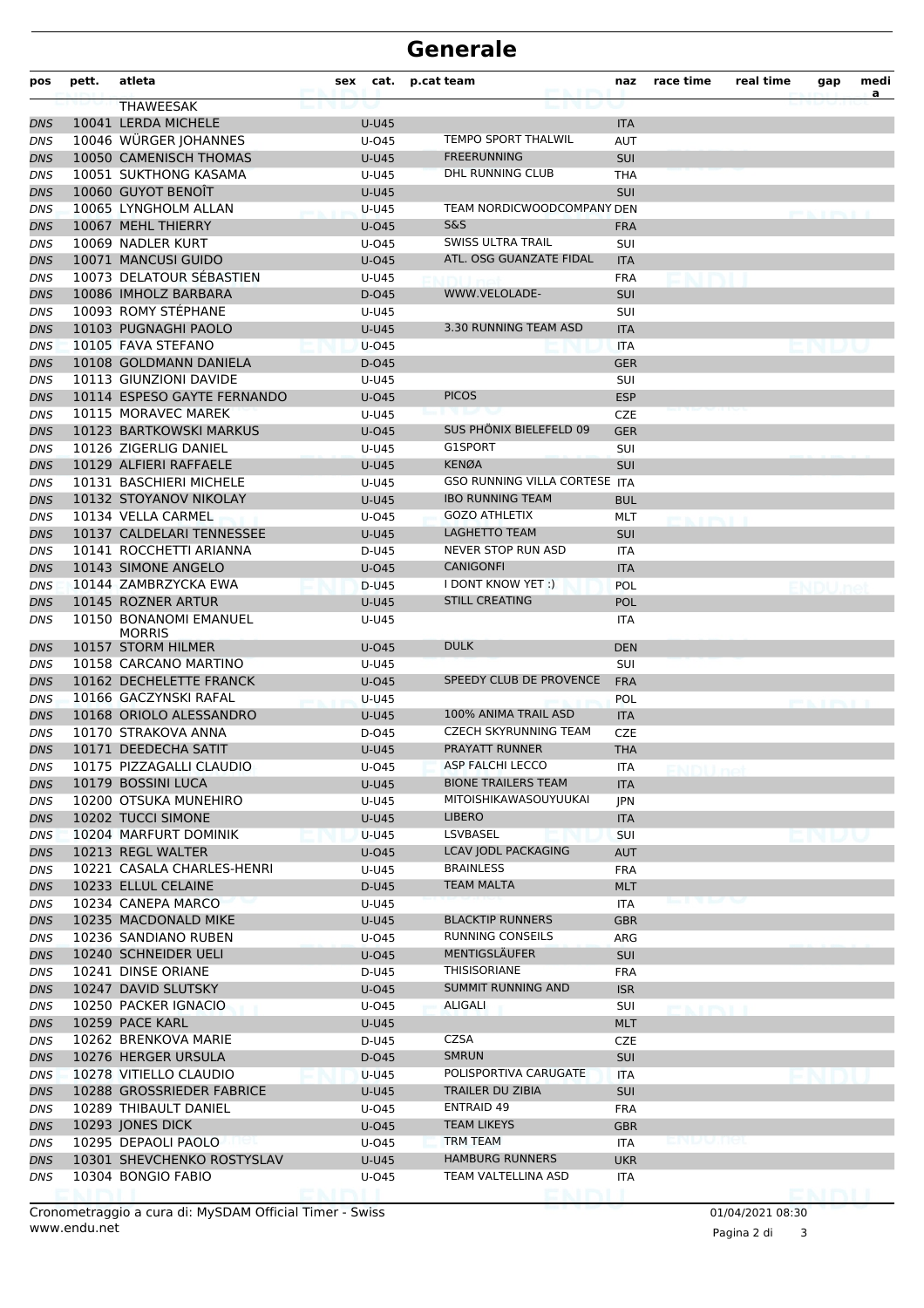# Generale

| pos | pett. | atleta | sex | cat. | p.cat | team | naz | race time | real time | gap | media |
|---|---|---|---|---|---|---|---|---|---|---|---|
| | | THAWEESAK | | | | | | | | | |
| DNS | 10041 | LERDA MICHELE | | U-U45 | | | ITA | | | | |
| DNS | 10046 | WÜRGER JOHANNES | | U-O45 | | TEMPO SPORT THALWIL | AUT | | | | |
| DNS | 10050 | CAMENISCH THOMAS | | U-U45 | | FREERUNNING | SUI | | | | |
| DNS | 10051 | SUKTHONG KASAMA | | U-U45 | | DHL RUNNING CLUB | THA | | | | |
| DNS | 10060 | GUYOT BENOÎT | | U-U45 | | | SUI | | | | |
| DNS | 10065 | LYNGHOLM ALLAN | | U-U45 | | TEAM NORDICWOODCOMPANY | DEN | | | | |
| DNS | 10067 | MEHL THIERRY | | U-O45 | | S&S | FRA | | | | |
| DNS | 10069 | NADLER KURT | | U-O45 | | SWISS ULTRA TRAIL | SUI | | | | |
| DNS | 10071 | MANCUSI GUIDO | | U-O45 | | ATL. OSG GUANZATE FIDAL | ITA | | | | |
| DNS | 10073 | DELATOUR SÉBASTIEN | | U-U45 | | | FRA | | | | |
| DNS | 10086 | IMHOLZ BARBARA | | D-O45 | | WWW.VELOLADE- | SUI | | | | |
| DNS | 10093 | ROMY STÉPHANE | | U-U45 | | | SUI | | | | |
| DNS | 10103 | PUGNAGHI PAOLO | | U-U45 | | 3.30 RUNNING TEAM ASD | ITA | | | | |
| DNS | 10105 | FAVA STEFANO | | U-O45 | | | ITA | | | | |
| DNS | 10108 | GOLDMANN DANIELA | | D-O45 | | | GER | | | | |
| DNS | 10113 | GIUNZIONI DAVIDE | | U-U45 | | | SUI | | | | |
| DNS | 10114 | ESPESO GAYTE FERNANDO | | U-O45 | | PICOS | ESP | | | | |
| DNS | 10115 | MORAVEC MAREK | | U-U45 | | | CZE | | | | |
| DNS | 10123 | BARTKOWSKI MARKUS | | U-O45 | | SUS PHÖNIX BIELEFELD 09 | GER | | | | |
| DNS | 10126 | ZIGERLIG DANIEL | | U-U45 | | G1SPORT | SUI | | | | |
| DNS | 10129 | ALFIERI RAFFAELE | | U-U45 | | KENØA | SUI | | | | |
| DNS | 10131 | BASCHIERI MICHELE | | U-U45 | | GSO RUNNING VILLA CORTESE | ITA | | | | |
| DNS | 10132 | STOYANOV NIKOLAY | | U-U45 | | IBO RUNNING TEAM | BUL | | | | |
| DNS | 10134 | VELLA CARMEL | | U-O45 | | GOZO ATHLETIX | MLT | | | | |
| DNS | 10137 | CALDELARI TENNESSEE | | U-U45 | | LAGHETTO TEAM | SUI | | | | |
| DNS | 10141 | ROCCHETTI ARIANNA | | D-U45 | | NEVER STOP RUN ASD | ITA | | | | |
| DNS | 10143 | SIMONE ANGELO | | U-O45 | | CANIGONFI | ITA | | | | |
| DNS | 10144 | ZAMBRZYCKA EWA | | D-U45 | | I DONT KNOW YET :) | POL | | | | |
| DNS | 10145 | ROZNER ARTUR | | U-U45 | | STILL CREATING | POL | | | | |
| DNS | 10150 | BONANOMI EMANUEL MORRIS | | U-U45 | | | ITA | | | | |
| DNS | 10157 | STORM HILMER | | U-O45 | | DULK | DEN | | | | |
| DNS | 10158 | CARCANO MARTINO | | U-U45 | | | SUI | | | | |
| DNS | 10162 | DECHELETTE FRANCK | | U-O45 | | SPEEDY CLUB DE PROVENCE | FRA | | | | |
| DNS | 10166 | GACZYNSKI RAFAL | | U-U45 | | | POL | | | | |
| DNS | 10168 | ORIOLO ALESSANDRO | | U-U45 | | 100% ANIMA TRAIL ASD | ITA | | | | |
| DNS | 10170 | STRAKOVA ANNA | | D-O45 | | CZECH SKYRUNNING TEAM | CZE | | | | |
| DNS | 10171 | DEEDECHA SATIT | | U-U45 | | PRAYATT RUNNER | THA | | | | |
| DNS | 10175 | PIZZAGALLI CLAUDIO | | U-O45 | | ASP FALCHI LECCO | ITA | | | | |
| DNS | 10179 | BOSSINI LUCA | | U-U45 | | BIONE TRAILERS TEAM | ITA | | | | |
| DNS | 10200 | OTSUKA MUNEHIRO | | U-U45 | | MITOISHIKAWASOUYUUKAI | JPN | | | | |
| DNS | 10202 | TUCCI SIMONE | | U-U45 | | LIBERO | ITA | | | | |
| DNS | 10204 | MARFURT DOMINIK | | U-U45 | | LSVBASEL | SUI | | | | |
| DNS | 10213 | REGL WALTER | | U-O45 | | LCAV JODL PACKAGING | AUT | | | | |
| DNS | 10221 | CASALA CHARLES-HENRI | | U-U45 | | BRAINLESS | FRA | | | | |
| DNS | 10233 | ELLUL CELAINE | | D-U45 | | TEAM MALTA | MLT | | | | |
| DNS | 10234 | CANEPA MARCO | | U-U45 | | | ITA | | | | |
| DNS | 10235 | MACDONALD MIKE | | U-U45 | | BLACKTIP RUNNERS | GBR | | | | |
| DNS | 10236 | SANDIANO RUBEN | | U-O45 | | RUNNING CONSEILS | ARG | | | | |
| DNS | 10240 | SCHNEIDER UELI | | U-O45 | | MENTIGSLÄUFER | SUI | | | | |
| DNS | 10241 | DINSE ORIANE | | D-U45 | | THISISORIANE | FRA | | | | |
| DNS | 10247 | DAVID SLUTSKY | | U-O45 | | SUMMIT RUNNING AND | ISR | | | | |
| DNS | 10250 | PACKER IGNACIO | | U-O45 | | ALIGALI | SUI | | | | |
| DNS | 10259 | PACE KARL | | U-U45 | | | MLT | | | | |
| DNS | 10262 | BRENKOVA MARIE | | D-U45 | | CZSA | CZE | | | | |
| DNS | 10276 | HERGER URSULA | | D-O45 | | SMRUN | SUI | | | | |
| DNS | 10278 | VITIELLO CLAUDIO | | U-U45 | | POLISPORTIVA CARUGATE | ITA | | | | |
| DNS | 10288 | GROSSRIEDER FABRICE | | U-U45 | | TRAILER DU ZIBIA | SUI | | | | |
| DNS | 10289 | THIBAULT DANIEL | | U-O45 | | ENTRAID 49 | FRA | | | | |
| DNS | 10293 | JONES DICK | | U-O45 | | TEAM LIKEYS | GBR | | | | |
| DNS | 10295 | DEPAOLI PAOLO | | U-O45 | | TRM TEAM | ITA | | | | |
| DNS | 10301 | SHEVCHENKO ROSTYSLAV | | U-U45 | | HAMBURG RUNNERS | UKR | | | | |
| DNS | 10304 | BONGIO FABIO | | U-O45 | | TEAM VALTELLINA ASD | ITA | | | | |

Cronometraggio a cura di: MySDAM Official Timer - Swiss
www.endu.net

01/04/2021 08:30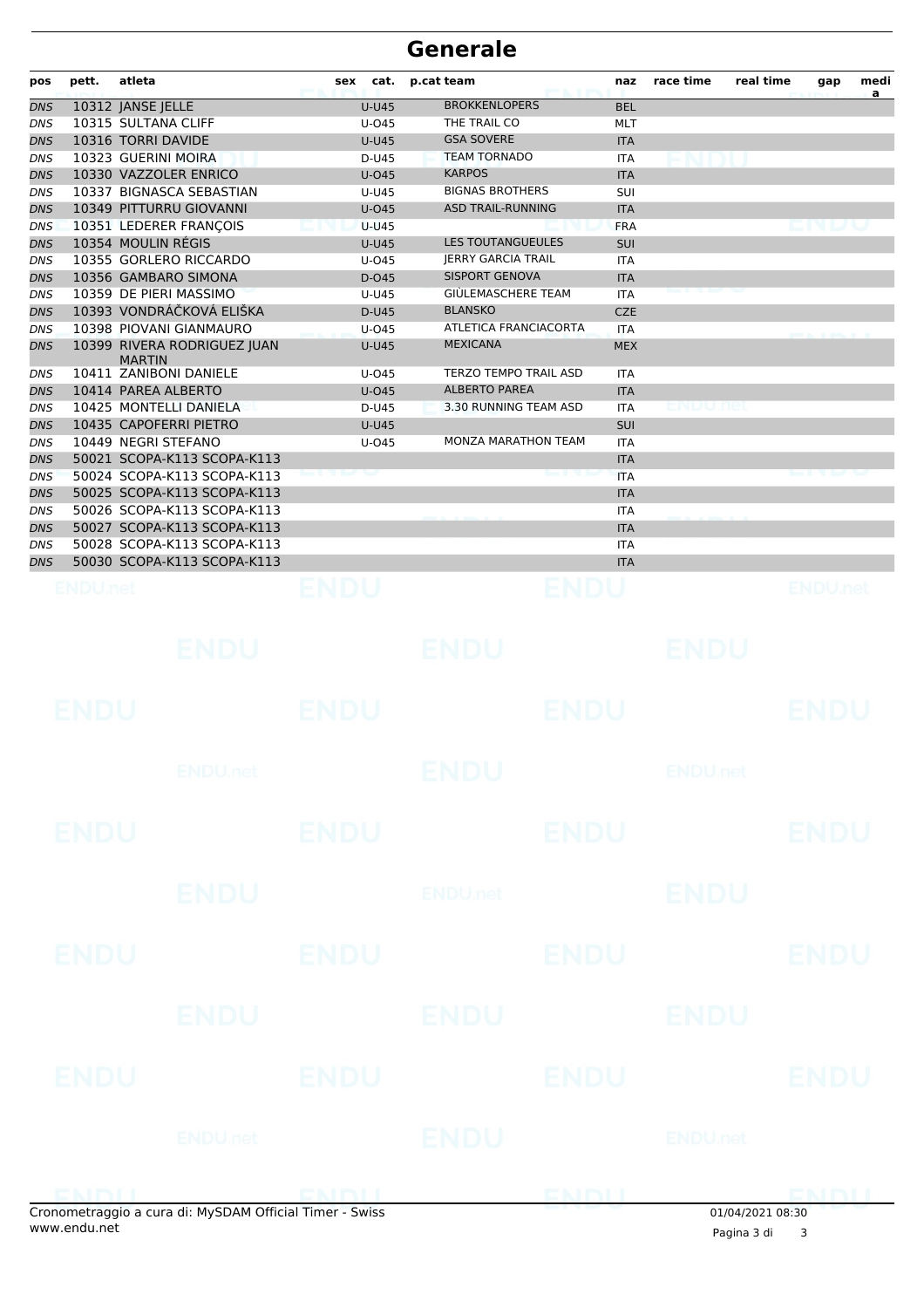# Generale

| pos | pett. | atleta | sex | cat. | p.cat | team | naz | race time | real time | gap | media |
|---|---|---|---|---|---|---|---|---|---|---|---|
| DNS | 10312 | JANSE JELLE | | U-U45 | | BROKKENLOPERS | BEL | | | | |
| DNS | 10315 | SULTANA CLIFF | | U-O45 | | THE TRAIL CO | MLT | | | | |
| DNS | 10316 | TORRI DAVIDE | | U-U45 | | GSA SOVERE | ITA | | | | |
| DNS | 10323 | GUERINI MOIRA | | D-U45 | | TEAM TORNADO | ITA | | | | |
| DNS | 10330 | VAZZOLER ENRICO | | U-O45 | | KARPOS | ITA | | | | |
| DNS | 10337 | BIGNASCA SEBASTIAN | | U-U45 | | BIGNAS BROTHERS | SUI | | | | |
| DNS | 10349 | PITTURRU GIOVANNI | | U-O45 | | ASD TRAIL-RUNNING | ITA | | | | |
| DNS | 10351 | LEDERER FRANÇOIS | | U-U45 | | | FRA | | | | |
| DNS | 10354 | MOULIN RÉGIS | | U-U45 | | LES TOUTANGUEULES | SUI | | | | |
| DNS | 10355 | GORLERO RICCARDO | | U-O45 | | JERRY GARCIA TRAIL | ITA | | | | |
| DNS | 10356 | GAMBARO SIMONA | | D-O45 | | SISPORT GENOVA | ITA | | | | |
| DNS | 10359 | DE PIERI MASSIMO | | U-U45 | | GIÙLEMASCHERE TEAM | ITA | | | | |
| DNS | 10393 | VONDRÁČKOVÁ ELIŠKA | | D-U45 | | BLANSKO | CZE | | | | |
| DNS | 10398 | PIOVANI GIANMAURO | | U-O45 | | ATLETICA FRANCIACORTA | ITA | | | | |
| DNS | 10399 | RIVERA RODRIGUEZ JUAN MARTIN | | U-U45 | | MEXICANA | MEX | | | | |
| DNS | 10411 | ZANIBONI DANIELE | | U-O45 | | TERZO TEMPO TRAIL ASD | ITA | | | | |
| DNS | 10414 | PAREA ALBERTO | | U-O45 | | ALBERTO PAREA | ITA | | | | |
| DNS | 10425 | MONTELLI DANIELA | | D-U45 | | 3.30 RUNNING TEAM ASD | ITA | | | | |
| DNS | 10435 | CAPOFERRI PIETRO | | U-U45 | | | SUI | | | | |
| DNS | 10449 | NEGRI STEFANO | | U-O45 | | MONZA MARATHON TEAM | ITA | | | | |
| DNS | 50021 | SCOPA-K113 SCOPA-K113 | | | | | ITA | | | | |
| DNS | 50024 | SCOPA-K113 SCOPA-K113 | | | | | ITA | | | | |
| DNS | 50025 | SCOPA-K113 SCOPA-K113 | | | | | ITA | | | | |
| DNS | 50026 | SCOPA-K113 SCOPA-K113 | | | | | ITA | | | | |
| DNS | 50027 | SCOPA-K113 SCOPA-K113 | | | | | ITA | | | | |
| DNS | 50028 | SCOPA-K113 SCOPA-K113 | | | | | ITA | | | | |
| DNS | 50030 | SCOPA-K113 SCOPA-K113 | | | | | ITA | | | | |

Cronometraggio a cura di: MySDAM Official Timer - Swiss
www.endu.net

01/04/2021 08:30